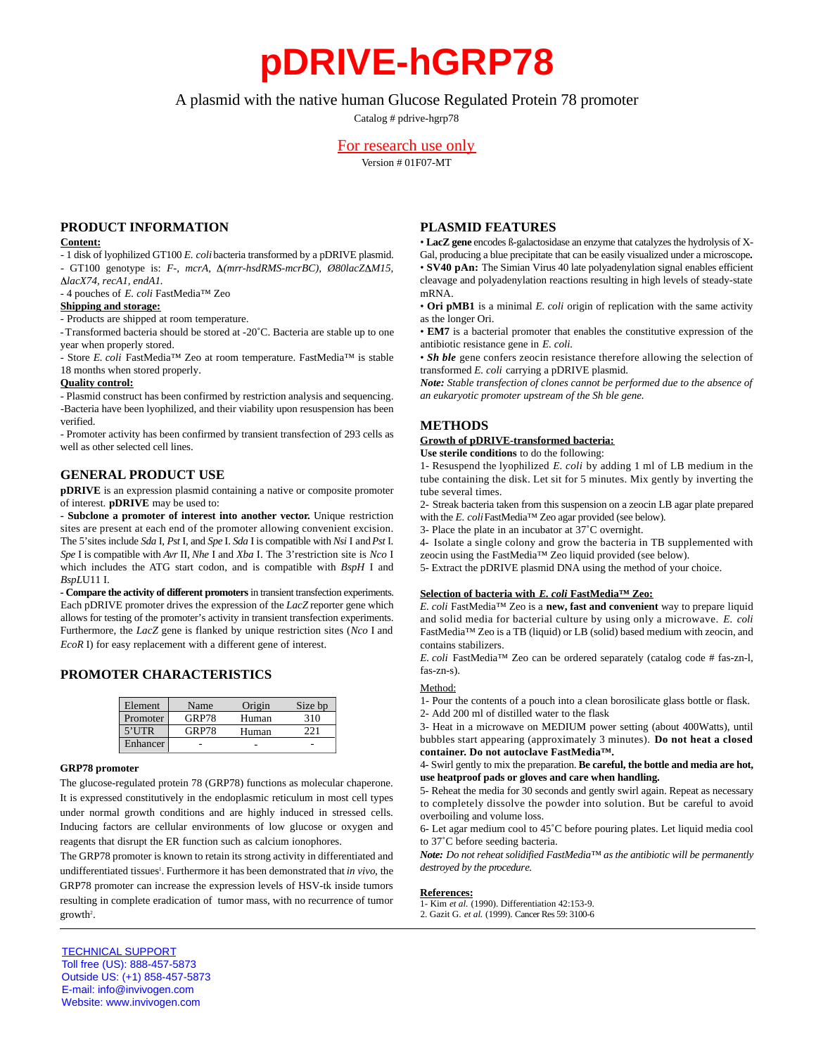# pDRIVE-hGRP78

A plasmid with the native human Glucose Regulated Protein 78 promoter

Catalog # pdrive-hgrp78

For research use only

Version # 01F07-MT

## PRODUCT INFORMATION

**Content:**

- 1 disk of lyophilized GT100 *E. coli* bacteria transformed by a pDRIVE plasmid.
- GT100 genotype is: *F-, mcrA, Δ(mrr-hsdRMS-mcrBC), Ø80lacZΔM15, ΔlacX74, recA1, endA1.*
- 4 pouches of *E. coli* FastMedia™ Zeo

**Shipping and storage:**

- Products are shipped at room temperature.
- Transformed bacteria should be stored at -20˚C. Bacteria are stable up to one year when properly stored.
- Store *E. coli* FastMedia™ Zeo at room temperature. FastMedia™ is stable 18 months when stored properly.

**Quality control:**

- Plasmid construct has been confirmed by restriction analysis and sequencing.
- Bacteria have been lyophilized, and their viability upon resuspension has been verified.
- Promoter activity has been confirmed by transient transfection of 293 cells as well as other selected cell lines.

## GENERAL PRODUCT USE

**pDRIVE** is an expression plasmid containing a native or composite promoter of interest. **pDRIVE** may be used to:

**- Subclone a promoter of interest into another vector.** Unique restriction sites are present at each end of the promoter allowing convenient excision. The 5'sites include *Sda* I, *Pst* I, and *Spe* I. *Sda* I is compatible with *Nsi* I and *Pst* I. *Spe* I is compatible with *Avr* II, *Nhe* I and *Xba* I. The 3'restriction site is *Nco* I which includes the ATG start codon, and is compatible with *BspH* I and *BspLU11* I.

**- Compare the activity of different promoters** in transient transfection experiments. Each pDRIVE promoter drives the expression of the *LacZ* reporter gene which allows for testing of the promoter's activity in transient transfection experiments. Furthermore, the *LacZ* gene is flanked by unique restriction sites (*Nco* I and *EcoR* I) for easy replacement with a different gene of interest.

## PROMOTER CHARACTERISTICS

| Element | Name | Origin | Size bp |
|---|---|---|---|
| Promoter | GRP78 | Human | 310 |
| 5'UTR | GRP78 | Human | 221 |
| Enhancer | - | - | - |

**GRP78 promoter**

The glucose-regulated protein 78 (GRP78) functions as molecular chaperone. It is expressed constitutively in the endoplasmic reticulum in most cell types under normal growth conditions and are highly induced in stressed cells. Inducing factors are cellular environments of low glucose or oxygen and reagents that disrupt the ER function such as calcium ionophores.

The GRP78 promoter is known to retain its strong activity in differentiated and undifferentiated tissues[1]. Furthermore it has been demonstrated that *in vivo*, the GRP78 promoter can increase the expression levels of HSV-tk inside tumors resulting in complete eradication of tumor mass, with no recurrence of tumor growth[2].

## PLASMID FEATURES

• **LacZ gene** encodes ß-galactosidase an enzyme that catalyzes the hydrolysis of X-Gal, producing a blue precipitate that can be easily visualized under a microscope**.**

• **SV40 pAn:** The Simian Virus 40 late polyadenylation signal enables efficient cleavage and polyadenylation reactions resulting in high levels of steady-state mRNA.

• **Ori pMB1** is a minimal *E. coli* origin of replication with the same activity as the longer Ori.

• **EM7** is a bacterial promoter that enables the constitutive expression of the antibiotic resistance gene in *E. coli.*

• ***Sh ble*** gene confers zeocin resistance therefore allowing the selection of transformed *E. coli* carrying a pDRIVE plasmid.

***Note:*** *Stable transfection of clones cannot be performed due to the absence of an eukaryotic promoter upstream of the Sh ble gene.*

## METHODS

**Growth of pDRIVE-transformed bacteria:**

**Use sterile conditions** to do the following:

1- Resuspend the lyophilized *E. coli* by adding 1 ml of LB medium in the tube containing the disk. Let sit for 5 minutes. Mix gently by inverting the tube several times.

2- Streak bacteria taken from this suspension on a zeocin LB agar plate prepared with the *E. coli* FastMedia™ Zeo agar provided (see below).

3- Place the plate in an incubator at 37˚C overnight.

4- Isolate a single colony and grow the bacteria in TB supplemented with zeocin using the FastMedia™ Zeo liquid provided (see below).

5- Extract the pDRIVE plasmid DNA using the method of your choice.

**Selection of bacteria with *E. coli* FastMedia™ Zeo:**

*E. coli* FastMedia™ Zeo is a **new, fast and convenient** way to prepare liquid and solid media for bacterial culture by using only a microwave. *E. coli* FastMedia™ Zeo is a TB (liquid) or LB (solid) based medium with zeocin, and contains stabilizers.

*E. coli* FastMedia™ Zeo can be ordered separately (catalog code # fas-zn-l, fas-zn-s).

Method:

1- Pour the contents of a pouch into a clean borosilicate glass bottle or flask.

2- Add 200 ml of distilled water to the flask

3- Heat in a microwave on MEDIUM power setting (about 400Watts), until bubbles start appearing (approximately 3 minutes). **Do not heat a closed container. Do not autoclave FastMedia™.**

4- Swirl gently to mix the preparation. **Be careful, the bottle and media are hot, use heatproof pads or gloves and care when handling.**

5- Reheat the media for 30 seconds and gently swirl again. Repeat as necessary to completely dissolve the powder into solution. But be careful to avoid overboiling and volume loss.

6- Let agar medium cool to 45˚C before pouring plates. Let liquid media cool to 37˚C before seeding bacteria.

***Note:*** *Do not reheat solidified FastMedia™ as the antibiotic will be permanently destroyed by the procedure.*

**References:**

1- Kim *et al.* (1990). Differentiation 42:153-9.

2. Gazit G. *et al.* (1999). Cancer Res 59: 3100-6

TECHNICAL SUPPORT
Toll free (US): 888-457-5873
Outside US: (+1) 858-457-5873
E-mail: info@invivogen.com
Website: www.invivogen.com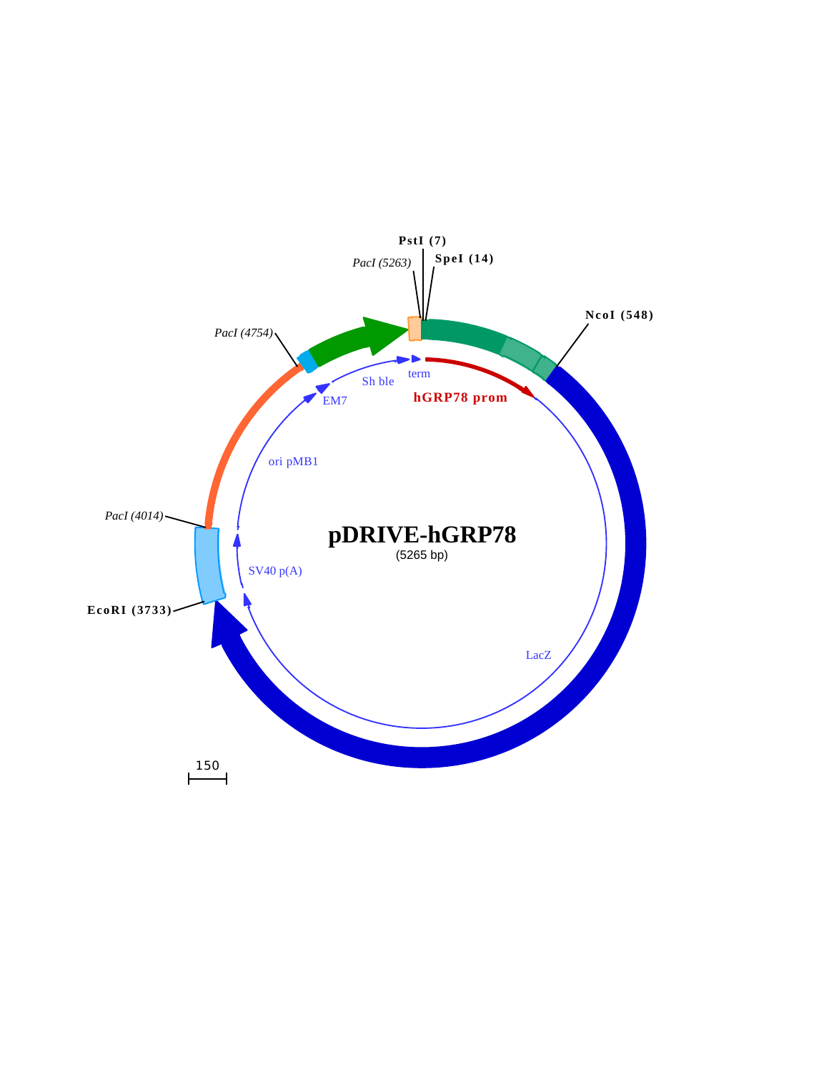pDRIVE-hGRP78

(5265 bp)

PstI (7)

SpeI (14)

PacI (5263)

NcoI (548)

PacI (4754)

PacI (4014)

EcoRI (3733)

Sh ble

term

hGRP78 prom

EM7

ori pMB1

SV40 p(A)

LacZ

150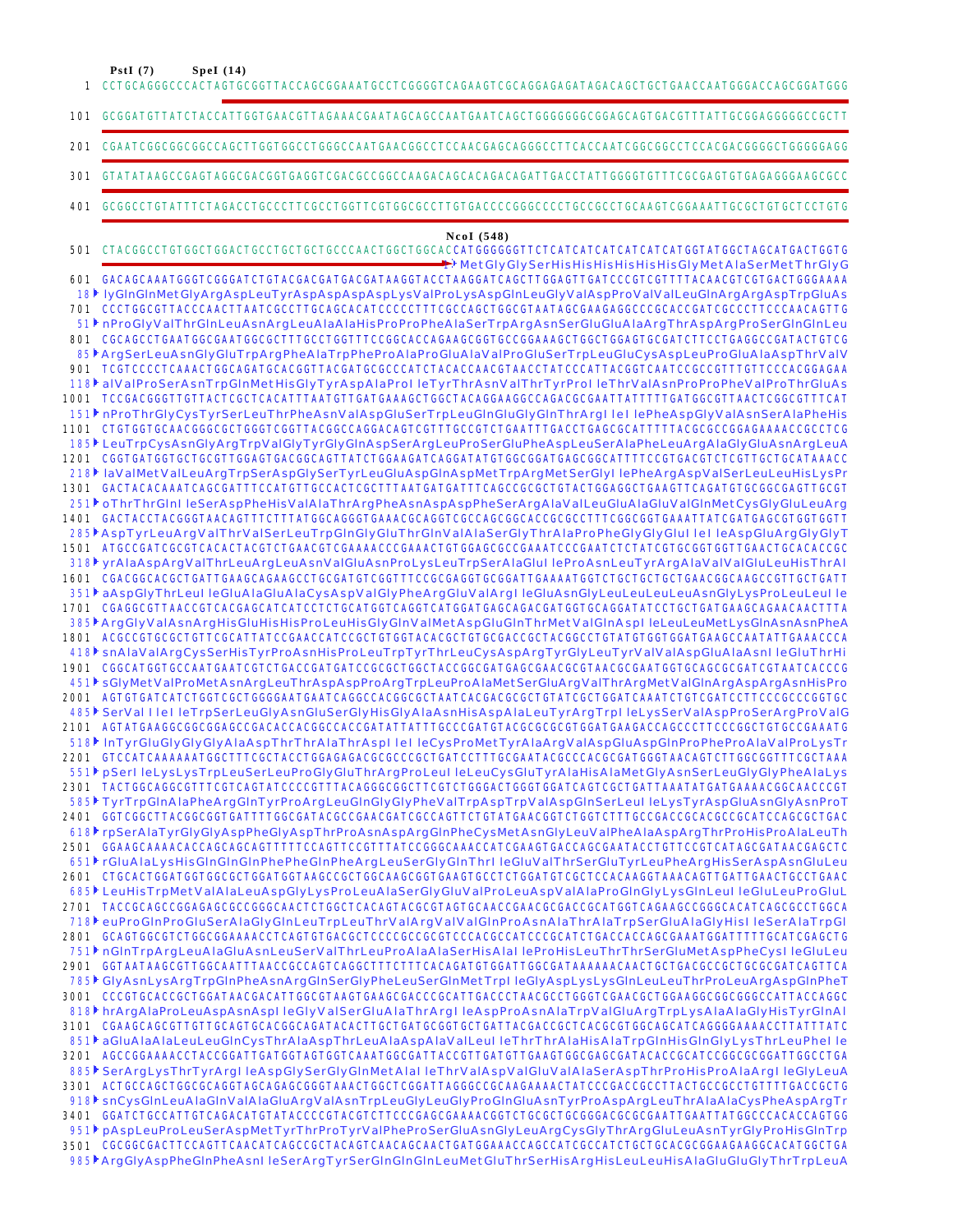```
PstI (7)     SpeI (14)
   1  CCTGCAGGGCCCACTAGTGCGGTTACCAGCGGAAATGCCTCGGGGTCAGAAGTCGCAGGAGAGATAGACAGCTGCTGAACCAATGGGACCAGCGGATGGG
 101  GCGGATGTTATCTACCATTGGTGAACGTTAGAAACGAATAGCAGCCAATGAATCAGCTGGGGGGGCGGAGCAGTGACGTTTATTGCGGAGGGGGCCGCTT
 201  CGAATCGGCGGCGGCCAGCTTGGTGGCCTGGGCCAATGAACGGCCTCCAACGAGCAGGGCCTTCACCAATCGGCGGCCTCCACGACGGGGCTGGGGGAGG
 301  GTATATAAGCCGAGTAGGCGACGGTGAGGTCGACGCCGGCCAAGACAGCACAGACAGATTGACCTATTGGGGTGTTTCGCGAGTGTGAGAGGGAAGCGCC
 401  GCGGCCTGTATTTCTAGACCTGCCCTTCGCCTGGTTCGTGGCGCCTTGTGACCCCGGGCCCCTGCCGCCTGCAAGTCGGAAATTGCGCTGTGCTCCTGTG
                                                NcoI (548)
 501  CTACGGCCTGTGGCTGGACTGCCTGCTGCTGCCCAACTGGCTGGCACCATGGGGGGTTCTCATCATCATCATCATCATGGTATGGCTAGCATGACTGGTG
   1▶                                                MetGlyGlySerHisHisHisHisHisHisGlyMetAlaSerMetThrGlyG
 601  GACAGCAAATGGGTCGGGATCTGTACGACGATGACGATAAGGTACCTAAGGATCAGCTTGGAGTTGATCCCGTCGTTTTACAACGTCGTGACTGGGAAAA
  18▶ lyGlnGlnMetGlyArgAspLeuTyrAspAspAspAspLysValProLysAspGlnLeuGlyValAspProValValLeuGlnArgArgAspTrpGluAs
 701  CCCTGGCGTTACCCAACTTAATCGCCTTGCAGCACATCCCCCTTTCGCCAGCTGGCGTAATAGCGAAGAGGCCCGCACCGATCGCCCTTCCCAACAGTTG
  51▶ nProGlyValThrGlnLeuAsnArgLeuAlaAlaHisProProPheAlaSerTrpArgAsnSerGluGluAlaArgThrAspArgProSerGlnGlnLeu
 801  CGCAGCCTGAATGGCGAATGGCGCTTTGCCTGGTTTCCGGCACCAGAAGCGGTGCCGGAAAGCTGGCTGGAGTGCGATCTTCCTGAGGCCGATACTGTCG
  85▶ ArgSerLeuAsnGlyGluTrpArgPheAlaTrpPheProAlaProGluAlaValProGluSerTrpLeuGluCysAspLeuProGluAlaAspThrValV
 901  TCGTCCCCTCAAACTGGCAGATGCACGGTTACGATGCGCCCATCTACACCAACGTAACCTATCCCATTACGGTCAATCCGCCGTTTGTTCCCACGGAGAA
 118▶ alValProSerAsnTrpGlnMetHisGlyTyrAspAlaProIleTyrThrAsnValThrTyrProIleThrValAsnProProPheValProThrGluAs
1001  TCCGACGGGTTGTTACTCGCTCACATTTAATGTTGATGAAAGCTGGCTACAGGAAGGCCAGACGCGAATTATTTTTGATGGCGTTAACTCGGCGTTTCAT
 151▶ nProThrGlyCysTyrSerLeuThrPheAsnValAspGluSerTrpLeuGlnGluGlyGlnThrArgIleIlePheAspGlyValAsnSerAlaPheHis
1101  CTGTGGTGCAACGGGCGCTGGGTCGGTTACGGCCAGGACAGTCGTTTGCCGTCTGAATTTGACCTGAGCGCATTTTTACGCGCCGGAGAAAACCGCCTCG
 185▶ LeuTrpCysAsnGlyArgTrpValGlyTyrGlyGlnAspSerArgLeuProSerGluPheAspLeuSerAlaPheLeuArgAlaGlyGluAsnArgLeuA
1201  CGGTGATGGTGCTGCGTTGGAGTGACGGCAGTTATCTGGAAGATCAGGATATGTGGCGGATGAGCGGCATTTTCCGTGACGTCTCGTTGCTGCATAAACC
 218▶ laValMetValLeuArgTrpSerAspGlySerTyrLeuGluAspGlnAspMetTrpArgMetSerGlyIlePheArgAspValSerLeuLeuHisLysPr
1301  GACTACACAAATCAGCGATTTCCATGTTGCCACTCGCTTTAATGATGATTTCAGCCGCGCTGTACTGGAGGCTGAAGTTCAGATGTGCGGCGAGTTGCGT
 251▶ oThrThrGlnIleSerAspPheHisValAlaThrArgPheAsnAspAspPheSerArgAlaValLeuGluAlaGluValGlnMetCysGlyGluLeuArg
1401  GACTACCTACGGGTAACAGTTTCTTTATGGCAGGGTGAAACGCAGGTCGCCAGCGGCACCGCGCCTTTCGGCGGTGAAATTATCGATGAGCGTGGTGGTT
 285▶ AspTyrLeuArgValThrValSerLeuTrpGlnGlyGluThrGlnValAlaSerGlyThrAlaProPheGlyGlyGluIleIleAspGluArgGlyGlyT
1501  ATGCCGATCGCGTCACACTACGTCTGAACGTCGAAAACCCGAAACTGTGGAGCGCCGAAATCCCGAATCTCTATCGTGCGGTGGTTGAACTGCACACCGC
 318▶ yrAlaAspArgValThrLeuArgLeuAsnValGluAsnProLysLeuTrpSerAlaGluIleProAsnLeuTyrArgAlaValValGluLeuHisThrAl
1601  CGACGGCACGCTGATTGAAGCAGAAGCCTGCGATGTCGGTTTCCGCGAGGTGCGGATTGAAAATGGTCTGCTGCTGCTGAACGGCAAGCCGTTGCTGATT
 351▶ aAspGlyThrLeuIleGluAlaGluAlaCysAspValGlyPheArgGluValArgIleGluAsnGlyLeuLeuLeuLeuAsnGlyLysProLeuLeuIle
1701  CGAGGCGTTAACCGTCACGAGCATCATCCTCTGCATGGTCAGGTCATGGATGAGCAGACGATGGTGCAGGATATCCTGCTGATGAAGCAGAACAACTTTA
 385▶ ArgGlyValAsnArgHisGluHisHisProLeuHisGlyGlnValMetAspGluGlnThrMetValGlnAspIleLeuLeuMetLysGlnAsnAsnPheA
1801  ACGCCGTGCGCTGTTCGCATTATCCGAACCATCCGCTGTGGTACACGCTGTGCGACCGCTACGGCCTGTATGTGGTGGATGAAGCCAATATTGAAACCCA
 418▶ snAlaValArgCysSerHisTyrProAsnHisProLeuTrpTyrThrLeuCysAspArgTyrGlyLeuTyrValValAspGluAlaAsnIleGluThrHi
1901  CGGCATGGTGCCAATGAATCGTCTGACCGATGATCCGCGCTGGCTACCGGCGATGAGCGAACGCGTAACGCGAATGGTGCAGCGCGATCGTAATCACCCG
 451▶ sGlyMetValProMetAsnArgLeuThrAspAspProArgTrpLeuProAlaMetSerGluArgValThrArgMetValGlnArgAspArgAsnHisPro
2001  AGTGTGATCATCTGGTCGCTGGGGAATGAATCAGGCCACGGCGCTAATCACGACGCGCTGTATCGCTGGATCAAATCTGTCGATCCTTCCCGCCCGGTGC
 485▶ SerValIleIleTrpSerLeuGlyAsnGluSerGlyHisGlyAlaAsnHisAspAlaLeuTyrArgTrpIleLysSerValAspProSerArgProValG
2101  AGTATGAAGGCGGCGGAGCCGACACCACGGCCACCGATATTATTTGCCCGATGTACGCGCGCGTGGATGAAGACCAGCCCTTCCCGGCTGTGCCGAAATG
 518▶ lnTyrGluGlyGlyGlyAlaAspThrThrAlaThrAspIleIleCysProMetTyrAlaArgValAspGluAspGlnProPheProAlaValProLysTr
2201  GTCCATCAAAAAATGGCTTTCGCTACCTGGAGAGACGCGCCCGCTGATCCTTTGCGAATACGCCCACGCGATGGGTAACAGTCTTGGCGGTTTCGCTAAA
 551▶ pSerIleLysLysTrpLeuSerLeuProGlyGluThrArgProLeuIleLeuCysGluTyrAlaHisAlaMetGlyAsnSerLeuGlyGlyPheAlaLys
2301  TACTGGCAGGCGTTTCGTCAGTATCCCCGTTTACAGGGCGGCTTCGTCTGGGACTGGGTGGATCAGTCGCTGATTAAATATGATGAAAACGGCAACCCGT
 585▶ TyrTrpGlnAlaPheArgGlnTyrProArgLeuGlnGlyGlyPheValTrpAspTrpValAspGlnSerLeuIleLysTyrAspGluAsnGlyAsnProT
2401  GGTCGGCTTACGGCGGTGATTTTGGCGATACGCCGAACGATCGCCAGTTCTGTATGAACGGTCTGGTCTTTGCCGACCGCACGCCGCATCCAGCGCTGAC
 618▶ rpSerAlaTyrGlyGlyAspPheGlyAspThrProAsnAspArgGlnPheCysMetAsnGlyLeuValPheAlaAspArgThrProHisProAlaLeuTh
2501  GGAAGCAAAACACCAGCAGCAGTTTTTCCAGTTCCGTTTATCCGGGCAAACCATCGAAGTGACCAGCGAATACCTGTTCCGTCATAGCGATAACGAGCTC
 651▶ rGluAlaLysHisGlnGlnGlnPhePheGlnPheArgLeuSerGlyGlnThrIleGluValThrSerGluTyrLeuPheArgHisSerAspAsnGluLeu
2601  CTGCACTGGATGGTGGCGCTGGATGGTAAGCCGCTGGCAAGCGGTGAAGTGCCTCTGGATGTCGCTCCACAAGGTAAACAGTTGATTGAACTGCCTGAAC
 685▶ LeuHisTrpMetValAlaLeuAspGlyLysProLeuAlaSerGlyGluValProLeuAspValAlaProGlnGlyLysGlnLeuIleGluLeuProGluL
2701  TACCGCAGCCGGAGAGCGCCGGGCAACTCTGGCTCACAGTACGCGTAGTGCAACCGAACGCGACCGCATGGTCAGAAGCCGGGCACATCAGCGCCTGGCA
 718▶ euProGlnProGluSerAlaGlyGlnLeuTrpLeuThrValArgValValGlnProAsnAlaThrAlaTrpSerGluAlaGlyHisIleSerAlaTrpGl
2801  GCAGTGGCGTCTGGCGGAAAACCTCAGTGTGACGCTCCCCGCCGCGTCCCACGCCATCCCGCATCTGACCACCAGCGAAATGGATTTTTGCATCGAGCTG
 751▶ nGlnTrpArgLeuAlaGluAsnLeuSerValThrLeuProAlaAlaSerHisAlaIleProHisLeuThrThrSerGluMetAspPheCysIleGluLeu
2901  GGTAATAAGCGTTGGCAATTTAACCGCCAGTCAGGCTTTCTTTCACAGATGTGGATTGGCGATAAAAAACAACTGCTGACGCCGCTGCGCGATCAGTTCA
 785▶ GlyAsnLysArgTrpGlnPheAsnArgGlnSerGlyPheLeuSerGlnMetTrpIleGlyAspLysLysGlnLeuLeuThrProLeuArgAspGlnPheT
3001  CCCGTGCACCGCTGGATAACGACATTGGCGTAAGTGAAGCGACCCGCATTGACCCTAACGCCTGGGTCGAACGCTGGAAGGCGGCGGGCCATTACCAGGC
 818▶ hrArgAlaProLeuAspAsnAspIleGlyValSerGluAlaThrArgIleAspProAsnAlaTrpValGluArgTrpLysAlaAlaGlyHisTyrGlnAl
3101  CGAAGCAGCGTTGTTGCAGTGCACGGCAGATACACTTGCTGATGCGGTGCTGATTACGACCGCTCACGCGTGGCAGCATCAGGGGAAAACCTTATTTATC
 851▶ aGluAlaAlaLeuLeuGlnCysThrAlaAspThrLeuAlaAspAlaValLeuIleThrThrAlaHisAlaTrpGlnHisGlnGlyLysThrLeuPheIle
3201  AGCCGGAAAACCTACCGGATTGATGGTAGTGGTCAAATGGCGATTACCGTTGATGTTGAAGTGGCGAGCGATACACCGCATCCGGCGCGGATTGGCCTGA
 885▶ SerArgLysThrTyrArgIleAspGlySerGlyGlnMetAlaIleThrValAspValGluValAlaSerAspThrProHisProAlaArgIleGlyLeuA
3301  ACTGCCAGCTGGCGCAGGTAGCAGAGCGGGTAAACTGGCTCGGATTAGGGCCGCAAGAAAACTATCCCGACCGCCTTACTGCCGCCTGTTTTGACCGCTG
 918▶ snCysGlnLeuAlaGlnValAlaGluArgValAsnTrpLeuGlyLeuGlyProGlnGluAsnTyrProAspArgLeuThrAlaAlaCysPheAspArgTr
3401  GGATCTGCCATTGTCAGACATGTATACCCCGTACGTCTTCCCGAGCGAAAACGGTCTGCGCTGCGGGACGCGCGAATTGAATTATGGCCCACACCAGTGG
 951▶ pAspLeuProLeuSerAspMetTyrThrProTyrValPheProSerGluAsnGlyLeuArgCysGlyThrArgGluLeuAsnTyrGlyProHisGlnTrp
3501  CGCGGCGACTTCCAGTTCAACATCAGCCGCTACAGTCAACAGCAACTGATGGAAACCAGCCATCGCCATCTGCTGCACGCGGAAGAAGGCACATGGCTGA
 985▶ ArgGlyAspPheGlnPheAsnIleSerArgTyrSerGlnGlnGlnLeuMetGluThrSerHisArgHisLeuLeuHisAlaGluGluGlyThrTrpLeuA
```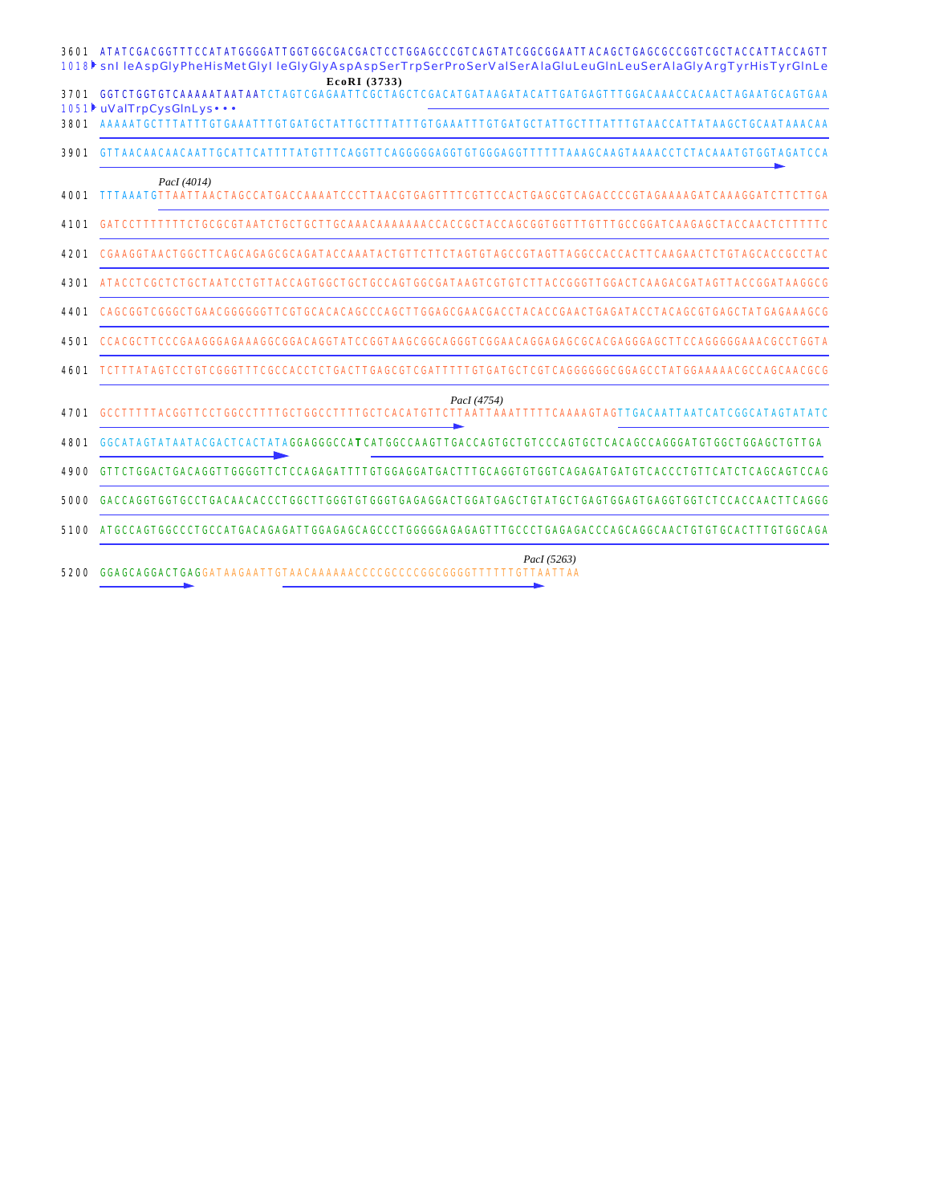```
3601  ATATCGACGGTTTCCATATGGGGATTGGTGGCGACGACTCCTGGAGCCCGTCAGTATCGGCGGAATTACAGCTGAGCGCCGGTCGCTACCATTACCAGTT
1018▸ snIleAspGlyPheHisMetGlyIleGlyGlyAspAspSerTrpSerProSerValSerAlaGluLeuGlnLeuSerAlaGlyArgTyrHisTyrGlnLe

                                       EcoRI (3733)
3701  GGTCTGGTGTCAAAAATAATAATCTAGTCGAGAATTCGCTAGCTCGACATGATAAGATACATTGATGAGTTTGGACAAACCACAACTAGAATGCAGTGAA
1051▸ uValTrpCysGlnLys•••

3801  AAAAATGCTTTATTTGTGAAATTTGTGATGCTATTGCTTTATTTGTGAAATTTGTGATGCTATTGCTTTATTTGTAACCATTATAAGCTGCAATAAACAA

3901  GTTAACAACAACAATTGCATTCATTTTATGTTTCAGGTTCAGGGGGAGGTGTGGGAGGTTTTTTAAAGCAAGTAAAACCTCTACAAATGTGGTAGATCCA

              PacI (4014)
4001  TTTAAATGTTAATTAACTAGCCATGACCAAAATCCCTTAACGTGAGTTTTCGTTCCACTGAGCGTCAGACCCCGTAGAAAAGATCAAAGGATCTTCTTGA

4101  GATCCTTTTTTTCTGCGCGTAATCTGCTGCTTGCAAACAAAAAAACCACCGCTACCAGCGGTGGTTTGTTTGCCGGATCAAGAGCTACCAACTCTTTTTC

4201  CGAAGGTAACTGGCTTCAGCAGAGCGCAGATACCAAATACTGTTCTTCTAGTGTAGCCGTAGTTAGGCCACCACTTCAAGAACTCTGTAGCACCGCCTAC

4301  ATACCTCGCTCTGCTAATCCTGTTACCAGTGGCTGCTGCCAGTGGCGATAAGTCGTGTCTTACCGGGTTGGACTCAAGACGATAGTTACCGGATAAGGCG

4401  CAGCGGTCGGGCTGAACGGGGGGTTCGTGCACACAGCCCAGCTTGGAGCGAACGACCTACACCGAACTGAGATACCTACAGCGTGAGCTATGAGAAAGCG

4501  CCACGCTTCCCGAAGGGAGAAAGGCGGACAGGTATCCGGTAAGCGGCAGGGTCGGAACAGGAGAGCGCACGAGGGAGCTTCCAGGGGGAAACGCCTGGTA

4601  TCTTTATAGTCCTGTCGGGTTTCGCCACCTCTGACTTGAGCGTCGATTTTTGTGATGCTCGTCAGGGGGGCGGAGCCTATGGAAAAACGCCAGCAACGCG

                                                         PacI (4754)
4701  GCCTTTTTACGGTTCCTGGCCTTTTGCTGGCCTTTTGCTCACATGTTCTTAATTAAATTTTTCAAAAGTAGTTGACAATTAATCATCGGCATAGTATATC

4801  GGCATAGTATAATACGACTCACTATAGGAGGGCCATCATGGCCAAGTTGACCAGTGCTGTCCCAGTGCTCACAGCCAGGGATGTGGCTGGAGCTGTTGA

4900  GTTCTGGACTGACAGGTTGGGGTTCTCCAGAGATTTTGTGGAGGATGACTTTGCAGGTGTGGTCAGAGATGATGTCACCCTGTTCATCTCAGCAGTCCAG

5000  GACCAGGTGGTGCCTGACAACACCCTGGCTTGGGTGTGGGTGAGAGGACTGGATGAGCTGTATGCTGAGTGGAGTGAGGTGGTCTCCACCAACTTCAGGG

5100  ATGCCAGTGGCCCTGCCATGACAGAGATTGGAGAGCAGCCCTGGGGGAGAGAGTTTGCCCTGAGAGACCCAGCAGGCAACTGTGTGCACTTTGTGGCAGA

                                                                   PacI (5263)
5200  GGAGCAGGACTGAGGATAAGAATTGTAACAAAAAACCCCGCCCCGGCGGGGTTTTTTGTTAATTAA
```